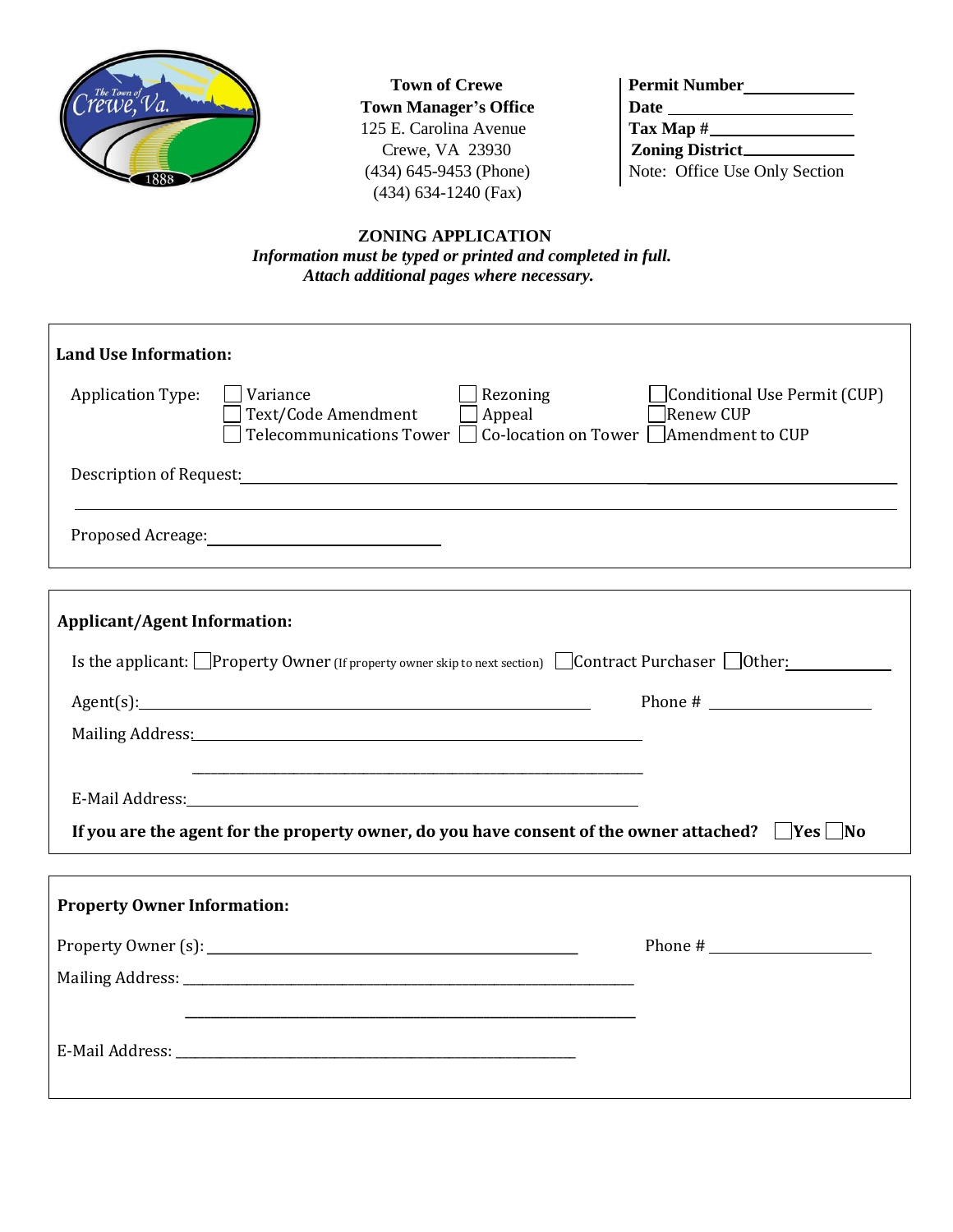**Town of Crewe**
**Town Manager's Office**
125 E. Carolina Avenue
Crewe, VA 23930
(434) 645-9453 (Phone)
(434) 634-1240 (Fax)

**Permit Number**\_\_\_\_\_\_\_\_\_\_\_\_
**Date** \_\_\_\_\_\_\_\_\_\_\_\_\_\_\_\_\_\_
**Tax Map #**\_\_\_\_\_\_\_\_\_\_\_\_\_\_
**Zoning District**\_\_\_\_\_\_\_\_\_\_\_
Note: Office Use Only Section

# ZONING APPLICATION

***Information must be typed or printed and completed in full.***
***Attach additional pages where necessary.***

## Land Use Information:

Application Type:
- ☐ Variance
- ☐ Text/Code Amendment
- ☐ Telecommunications Tower
- ☐ Rezoning
- ☐ Appeal
- ☐ Co-location on Tower
- ☐ Conditional Use Permit (CUP)
- ☐ Renew CUP
- ☐ Amendment to CUP

Description of Request:\_\_\_\_\_\_\_\_\_\_\_\_\_\_\_\_\_\_\_\_\_\_\_\_\_\_\_\_\_\_\_\_\_\_\_\_\_\_\_\_\_\_\_\_\_\_\_\_\_\_\_\_

\_\_\_\_\_\_\_\_\_\_\_\_\_\_\_\_\_\_\_\_\_\_\_\_\_\_\_\_\_\_\_\_\_\_\_\_\_\_\_\_\_\_\_\_\_\_\_\_\_\_\_\_\_\_\_\_\_\_\_\_\_\_\_\_\_\_\_\_\_\_\_\_\_\_\_

Proposed Acreage:\_\_\_\_\_\_\_\_\_\_\_\_\_\_\_\_\_\_\_\_\_\_\_\_

## Applicant/Agent Information:

Is the applicant: ☐ Property Owner (If property owner skip to next section) ☐ Contract Purchaser ☐ Other:\_\_\_\_\_\_\_\_\_\_

Agent(s):\_\_\_\_\_\_\_\_\_\_\_\_\_\_\_\_\_\_\_\_\_\_\_\_\_\_\_\_\_\_\_\_\_\_\_\_\_\_\_\_\_\_\_\_\_\_\_\_\_\_\_\_ Phone # \_\_\_\_\_\_\_\_\_\_\_\_\_\_\_\_

Mailing Address:\_\_\_\_\_\_\_\_\_\_\_\_\_\_\_\_\_\_\_\_\_\_\_\_\_\_\_\_\_\_\_\_\_\_\_\_\_\_\_\_\_\_\_\_\_\_\_\_\_\_\_\_\_\_\_\_

\_\_\_\_\_\_\_\_\_\_\_\_\_\_\_\_\_\_\_\_\_\_\_\_\_\_\_\_\_\_\_\_\_\_\_\_\_\_\_\_\_\_\_\_\_\_\_\_\_\_\_\_\_\_\_\_

E-Mail Address:\_\_\_\_\_\_\_\_\_\_\_\_\_\_\_\_\_\_\_\_\_\_\_\_\_\_\_\_\_\_\_\_\_\_\_\_\_\_\_\_\_\_\_\_\_\_\_\_\_\_\_\_\_\_\_\_

**If you are the agent for the property owner, do you have consent of the owner attached?** ☐ **Yes** ☐ **No**

## Property Owner Information:

Property Owner (s):\_\_\_\_\_\_\_\_\_\_\_\_\_\_\_\_\_\_\_\_\_\_\_\_\_\_\_\_\_\_\_\_\_\_\_\_\_\_\_\_\_\_\_\_\_\_\_\_ Phone # \_\_\_\_\_\_\_\_\_\_\_\_\_\_\_\_

Mailing Address: \_\_\_\_\_\_\_\_\_\_\_\_\_\_\_\_\_\_\_\_\_\_\_\_\_\_\_\_\_\_\_\_\_\_\_\_\_\_\_\_\_\_\_\_\_\_\_\_\_\_\_\_\_\_\_\_

\_\_\_\_\_\_\_\_\_\_\_\_\_\_\_\_\_\_\_\_\_\_\_\_\_\_\_\_\_\_\_\_\_\_\_\_\_\_\_\_\_\_\_\_\_\_\_\_\_\_\_\_\_\_\_\_

E-Mail Address: \_\_\_\_\_\_\_\_\_\_\_\_\_\_\_\_\_\_\_\_\_\_\_\_\_\_\_\_\_\_\_\_\_\_\_\_\_\_\_\_\_\_\_\_\_\_\_\_\_\_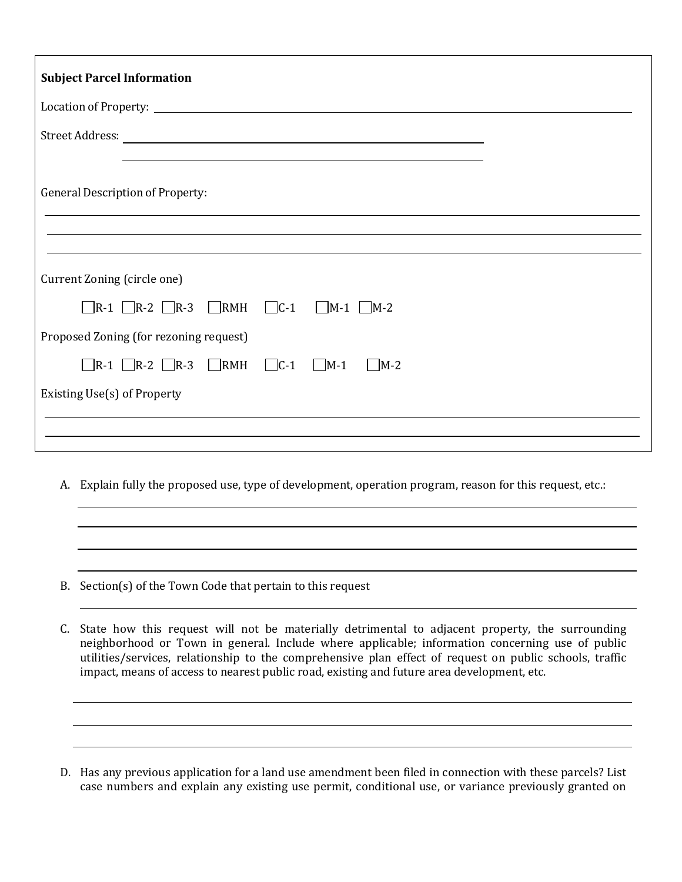**Subject Parcel Information**

Location of Property: \_\_\_\_\_\_\_\_\_\_\_\_\_\_\_\_\_\_\_\_\_\_\_\_\_\_\_\_\_\_\_\_\_\_\_\_\_\_\_\_\_\_\_\_\_\_\_\_\_\_\_\_\_\_\_\_\_\_\_\_

Street Address: \_\_\_\_\_\_\_\_\_\_\_\_\_\_\_\_\_\_\_\_\_\_\_\_\_\_\_\_\_\_\_\_\_\_\_\_\_\_\_\_\_\_\_\_\_\_\_\_

\_\_\_\_\_\_\_\_\_\_\_\_\_\_\_\_\_\_\_\_\_\_\_\_\_\_\_\_\_\_\_\_\_\_\_\_\_\_\_\_\_\_\_\_\_\_\_\_

General Description of Property:

\_\_\_\_\_\_\_\_\_\_\_\_\_\_\_\_\_\_\_\_\_\_\_\_\_\_\_\_\_\_\_\_\_\_\_\_\_\_\_\_\_\_\_\_\_\_\_\_\_\_\_\_\_\_\_\_\_\_\_\_\_\_\_\_\_\_\_\_\_\_\_\_\_\_\_\_

\_\_\_\_\_\_\_\_\_\_\_\_\_\_\_\_\_\_\_\_\_\_\_\_\_\_\_\_\_\_\_\_\_\_\_\_\_\_\_\_\_\_\_\_\_\_\_\_\_\_\_\_\_\_\_\_\_\_\_\_\_\_\_\_\_\_\_\_\_\_\_\_\_\_\_\_

\_\_\_\_\_\_\_\_\_\_\_\_\_\_\_\_\_\_\_\_\_\_\_\_\_\_\_\_\_\_\_\_\_\_\_\_\_\_\_\_\_\_\_\_\_\_\_\_\_\_\_\_\_\_\_\_\_\_\_\_\_\_\_\_\_\_\_\_\_\_\_\_\_\_\_\_

Current Zoning (circle one)

☐ R-1 ☐ R-2 ☐ R-3 ☐ RMH ☐ C-1 ☐ M-1 ☐ M-2

Proposed Zoning (for rezoning request)

☐ R-1 ☐ R-2 ☐ R-3 ☐ RMH ☐ C-1 ☐ M-1 ☐ M-2

Existing Use(s) of Property

\_\_\_\_\_\_\_\_\_\_\_\_\_\_\_\_\_\_\_\_\_\_\_\_\_\_\_\_\_\_\_\_\_\_\_\_\_\_\_\_\_\_\_\_\_\_\_\_\_\_\_\_\_\_\_\_\_\_\_\_\_\_\_\_\_\_\_\_\_\_\_\_\_\_\_\_

\_\_\_\_\_\_\_\_\_\_\_\_\_\_\_\_\_\_\_\_\_\_\_\_\_\_\_\_\_\_\_\_\_\_\_\_\_\_\_\_\_\_\_\_\_\_\_\_\_\_\_\_\_\_\_\_\_\_\_\_\_\_\_\_\_\_\_\_\_\_\_\_\_\_\_\_

A. Explain fully the proposed use, type of development, operation program, reason for this request, etc.:

\_\_\_\_\_\_\_\_\_\_\_\_\_\_\_\_\_\_\_\_\_\_\_\_\_\_\_\_\_\_\_\_\_\_\_\_\_\_\_\_\_\_\_\_\_\_\_\_\_\_\_\_\_\_\_\_\_\_\_\_\_\_\_\_\_\_\_\_\_\_\_\_\_

\_\_\_\_\_\_\_\_\_\_\_\_\_\_\_\_\_\_\_\_\_\_\_\_\_\_\_\_\_\_\_\_\_\_\_\_\_\_\_\_\_\_\_\_\_\_\_\_\_\_\_\_\_\_\_\_\_\_\_\_\_\_\_\_\_\_\_\_\_\_\_\_\_

\_\_\_\_\_\_\_\_\_\_\_\_\_\_\_\_\_\_\_\_\_\_\_\_\_\_\_\_\_\_\_\_\_\_\_\_\_\_\_\_\_\_\_\_\_\_\_\_\_\_\_\_\_\_\_\_\_\_\_\_\_\_\_\_\_\_\_\_\_\_\_\_\_

\_\_\_\_\_\_\_\_\_\_\_\_\_\_\_\_\_\_\_\_\_\_\_\_\_\_\_\_\_\_\_\_\_\_\_\_\_\_\_\_\_\_\_\_\_\_\_\_\_\_\_\_\_\_\_\_\_\_\_\_\_\_\_\_\_\_\_\_\_\_\_\_\_

B. Section(s) of the Town Code that pertain to this request

\_\_\_\_\_\_\_\_\_\_\_\_\_\_\_\_\_\_\_\_\_\_\_\_\_\_\_\_\_\_\_\_\_\_\_\_\_\_\_\_\_\_\_\_\_\_\_\_\_\_\_\_\_\_\_\_\_\_\_\_\_\_\_\_\_\_\_\_\_\_\_\_\_

C. State how this request will not be materially detrimental to adjacent property, the surrounding neighborhood or Town in general. Include where applicable; information concerning use of public utilities/services, relationship to the comprehensive plan effect of request on public schools, traffic impact, means of access to nearest public road, existing and future area development, etc.

\_\_\_\_\_\_\_\_\_\_\_\_\_\_\_\_\_\_\_\_\_\_\_\_\_\_\_\_\_\_\_\_\_\_\_\_\_\_\_\_\_\_\_\_\_\_\_\_\_\_\_\_\_\_\_\_\_\_\_\_\_\_\_\_\_\_\_\_\_\_\_\_\_

\_\_\_\_\_\_\_\_\_\_\_\_\_\_\_\_\_\_\_\_\_\_\_\_\_\_\_\_\_\_\_\_\_\_\_\_\_\_\_\_\_\_\_\_\_\_\_\_\_\_\_\_\_\_\_\_\_\_\_\_\_\_\_\_\_\_\_\_\_\_\_\_\_

\_\_\_\_\_\_\_\_\_\_\_\_\_\_\_\_\_\_\_\_\_\_\_\_\_\_\_\_\_\_\_\_\_\_\_\_\_\_\_\_\_\_\_\_\_\_\_\_\_\_\_\_\_\_\_\_\_\_\_\_\_\_\_\_\_\_\_\_\_\_\_\_\_

D. Has any previous application for a land use amendment been filed in connection with these parcels? List case numbers and explain any existing use permit, conditional use, or variance previously granted on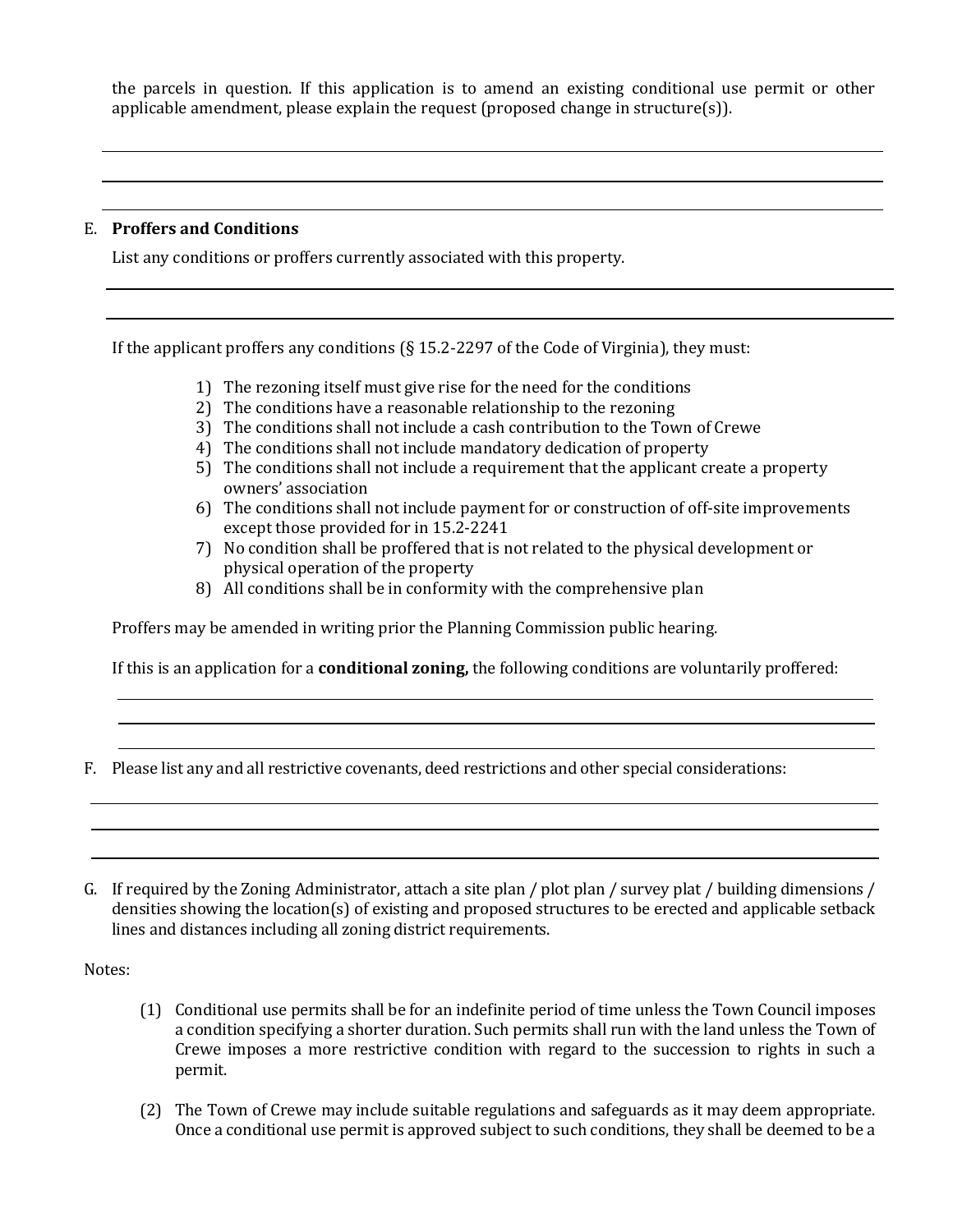the parcels in question. If this application is to amend an existing conditional use permit or other applicable amendment, please explain the request (proposed change in structure(s)).

E. **Proffers and Conditions**

List any conditions or proffers currently associated with this property.

If the applicant proffers any conditions (§ 15.2-2297 of the Code of Virginia), they must:

1) The rezoning itself must give rise for the need for the conditions
2) The conditions have a reasonable relationship to the rezoning
3) The conditions shall not include a cash contribution to the Town of Crewe
4) The conditions shall not include mandatory dedication of property
5) The conditions shall not include a requirement that the applicant create a property owners' association
6) The conditions shall not include payment for or construction of off-site improvements except those provided for in 15.2-2241
7) No condition shall be proffered that is not related to the physical development or physical operation of the property
8) All conditions shall be in conformity with the comprehensive plan

Proffers may be amended in writing prior the Planning Commission public hearing.

If this is an application for a **conditional zoning,** the following conditions are voluntarily proffered:

F. Please list any and all restrictive covenants, deed restrictions and other special considerations:

G. If required by the Zoning Administrator, attach a site plan / plot plan / survey plat / building dimensions / densities showing the location(s) of existing and proposed structures to be erected and applicable setback lines and distances including all zoning district requirements.

Notes:

(1) Conditional use permits shall be for an indefinite period of time unless the Town Council imposes a condition specifying a shorter duration. Such permits shall run with the land unless the Town of Crewe imposes a more restrictive condition with regard to the succession to rights in such a permit.

(2) The Town of Crewe may include suitable regulations and safeguards as it may deem appropriate. Once a conditional use permit is approved subject to such conditions, they shall be deemed to be a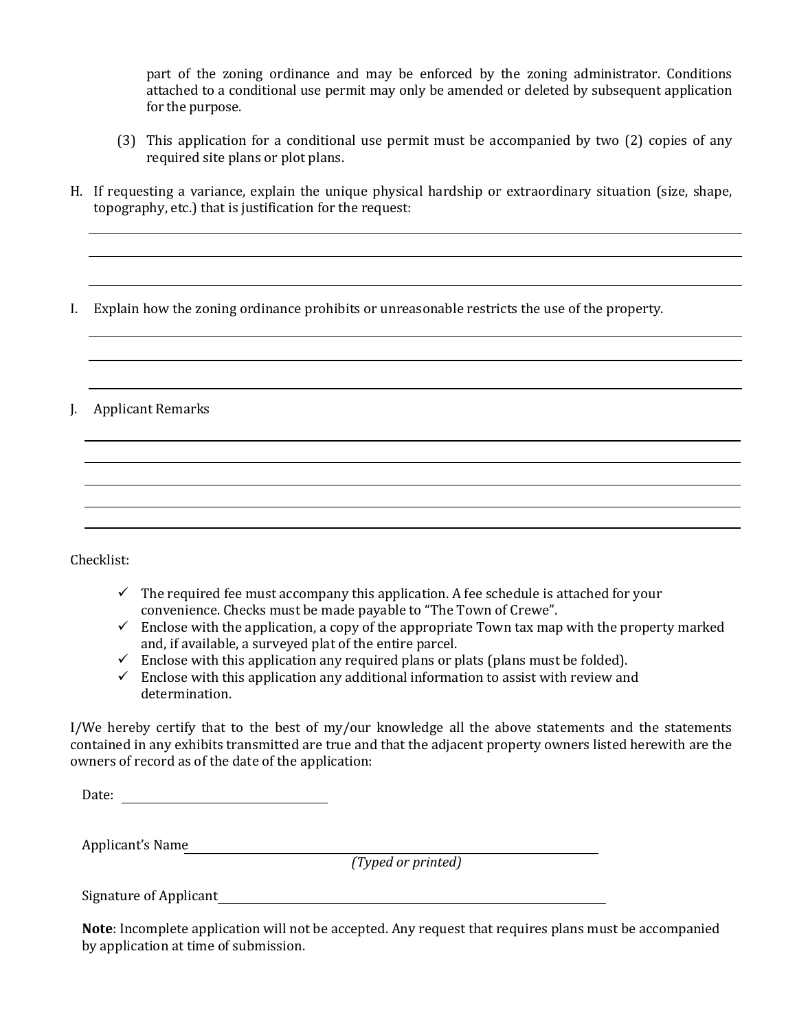part of the zoning ordinance and may be enforced by the zoning administrator. Conditions attached to a conditional use permit may only be amended or deleted by subsequent application for the purpose.

(3) This application for a conditional use permit must be accompanied by two (2) copies of any required site plans or plot plans.

H. If requesting a variance, explain the unique physical hardship or extraordinary situation (size, shape, topography, etc.) that is justification for the request:

______________________________________________________________________________

______________________________________________________________________________

______________________________________________________________________________

I. Explain how the zoning ordinance prohibits or unreasonable restricts the use of the property.

______________________________________________________________________________

______________________________________________________________________________

______________________________________________________________________________

J. Applicant Remarks

______________________________________________________________________________

______________________________________________________________________________

______________________________________________________________________________

______________________________________________________________________________

______________________________________________________________________________

Checklist:

- ✓ The required fee must accompany this application. A fee schedule is attached for your convenience. Checks must be made payable to "The Town of Crewe".
- ✓ Enclose with the application, a copy of the appropriate Town tax map with the property marked and, if available, a surveyed plat of the entire parcel.
- ✓ Enclose with this application any required plans or plats (plans must be folded).
- ✓ Enclose with this application any additional information to assist with review and determination.

I/We hereby certify that to the best of my/our knowledge all the above statements and the statements contained in any exhibits transmitted are true and that the adjacent property owners listed herewith are the owners of record as of the date of the application:

Date: ______________________

Applicant's Name ____________________________________________
*(Typed or printed)*

Signature of Applicant ____________________________________________

**Note**: Incomplete application will not be accepted. Any request that requires plans must be accompanied by application at time of submission.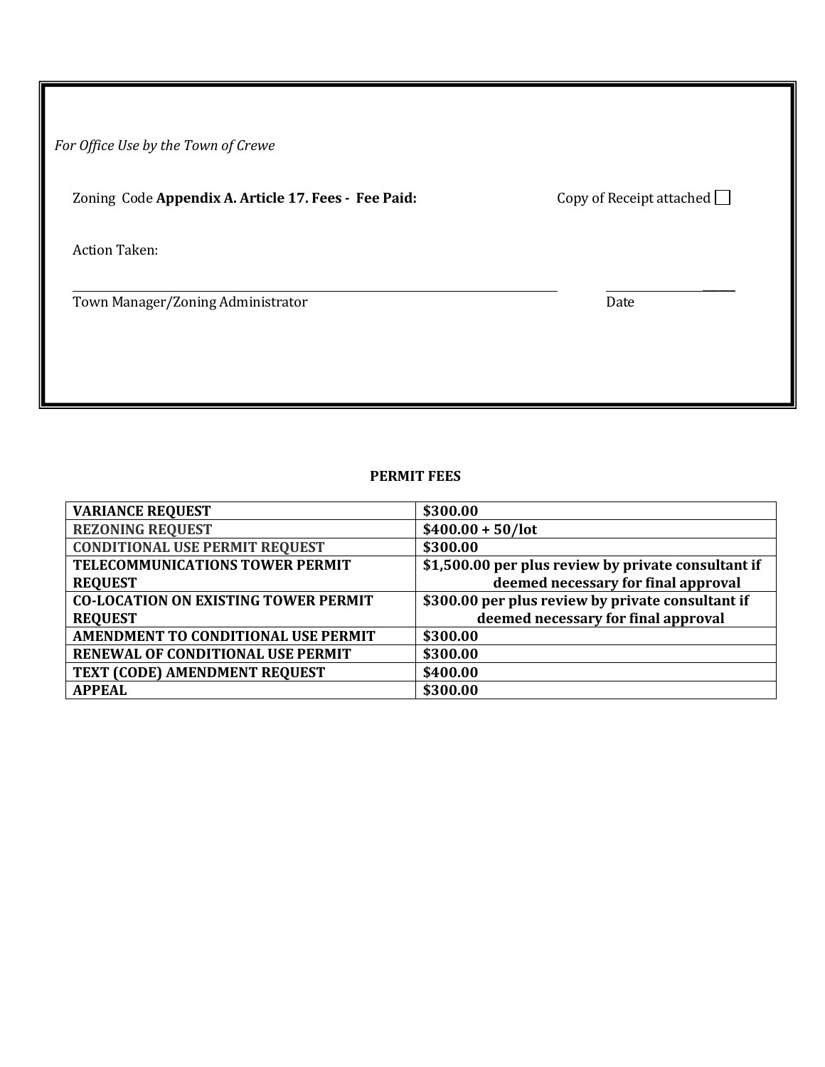*For Office Use by the Town of Crewe*

Zoning Code **Appendix A. Article 17. Fees - Fee Paid:** Copy of Receipt attached ☐

Action Táken:

\_\_\_\_\_\_\_\_\_\_\_\_\_\_\_\_\_\_\_\_\_\_\_\_\_\_\_\_\_\_\_\_\_\_\_\_\_\_\_\_\_\_\_\_\_\_\_\_ \_\_\_\_\_\_\_\_\_\_\_\_\_\_\_\_

Town Manager/Zoning Administrator Date

**PERMIT FEES**

| | |
|---|---|
| **VARIANCE REQUEST** | **$300.00** |
| **REZONING REQUEST** | **$400.00 + 50/lot** |
| **CONDITIONAL USE PERMIT REQUEST** | **$300.00** |
| **TELECOMMUNICATIONS TOWER PERMIT REQUEST** | **$1,500.00 per plus review by private consultant if deemed necessary for final approval** |
| **CO-LOCATION ON EXISTING TOWER PERMIT REQUEST** | **$300.00 per plus review by private consultant if deemed necessary for final approval** |
| **AMENDMENT TO CONDITIONAL USE PERMIT** | **$300.00** |
| **RENEWAL OF CONDITIONAL USE PERMIT** | **$300.00** |
| **TEXT (CODE) AMENDMENT REQUEST** | **$400.00** |
| **APPEAL** | **$300.00** |